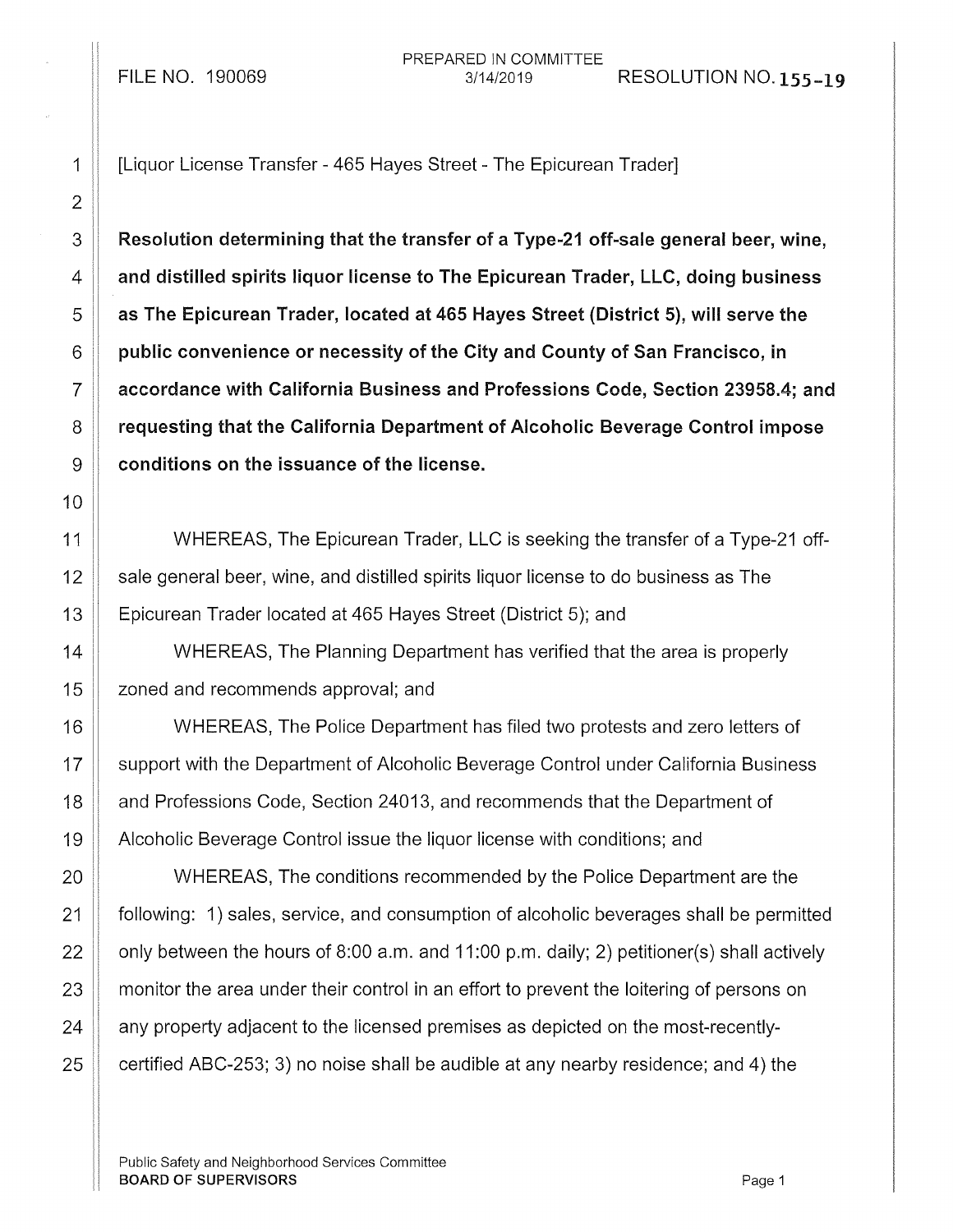FILE NO. 190069

PREPARED IN COMMITTEE
3/14/2019

RESOLUTION NO. 155-19

[Liquor License Transfer - 465 Hayes Street - The Epicurean Trader]

**Resolution determining that the transfer of a Type-21 off-sale general beer, wine, and distilled spirits liquor license to The Epicurean Trader, LLC, doing business as The Epicurean Trader, located at 465 Hayes Street (District 5), will serve the public convenience or necessity of the City and County of San Francisco, in accordance with California Business and Professions Code, Section 23958.4; and requesting that the California Department of Alcoholic Beverage Control impose conditions on the issuance of the license.**

WHEREAS, The Epicurean Trader, LLC is seeking the transfer of a Type-21 off-sale general beer, wine, and distilled spirits liquor license to do business as The Epicurean Trader located at 465 Hayes Street (District 5); and

WHEREAS, The Planning Department has verified that the area is properly zoned and recommends approval; and

WHEREAS, The Police Department has filed two protests and zero letters of support with the Department of Alcoholic Beverage Control under California Business and Professions Code, Section 24013, and recommends that the Department of Alcoholic Beverage Control issue the liquor license with conditions; and

WHEREAS, The conditions recommended by the Police Department are the following: 1) sales, service, and consumption of alcoholic beverages shall be permitted only between the hours of 8:00 a.m. and 11:00 p.m. daily; 2) petitioner(s) shall actively monitor the area under their control in an effort to prevent the loitering of persons on any property adjacent to the licensed premises as depicted on the most-recently-certified ABC-253; 3) no noise shall be audible at any nearby residence; and 4) the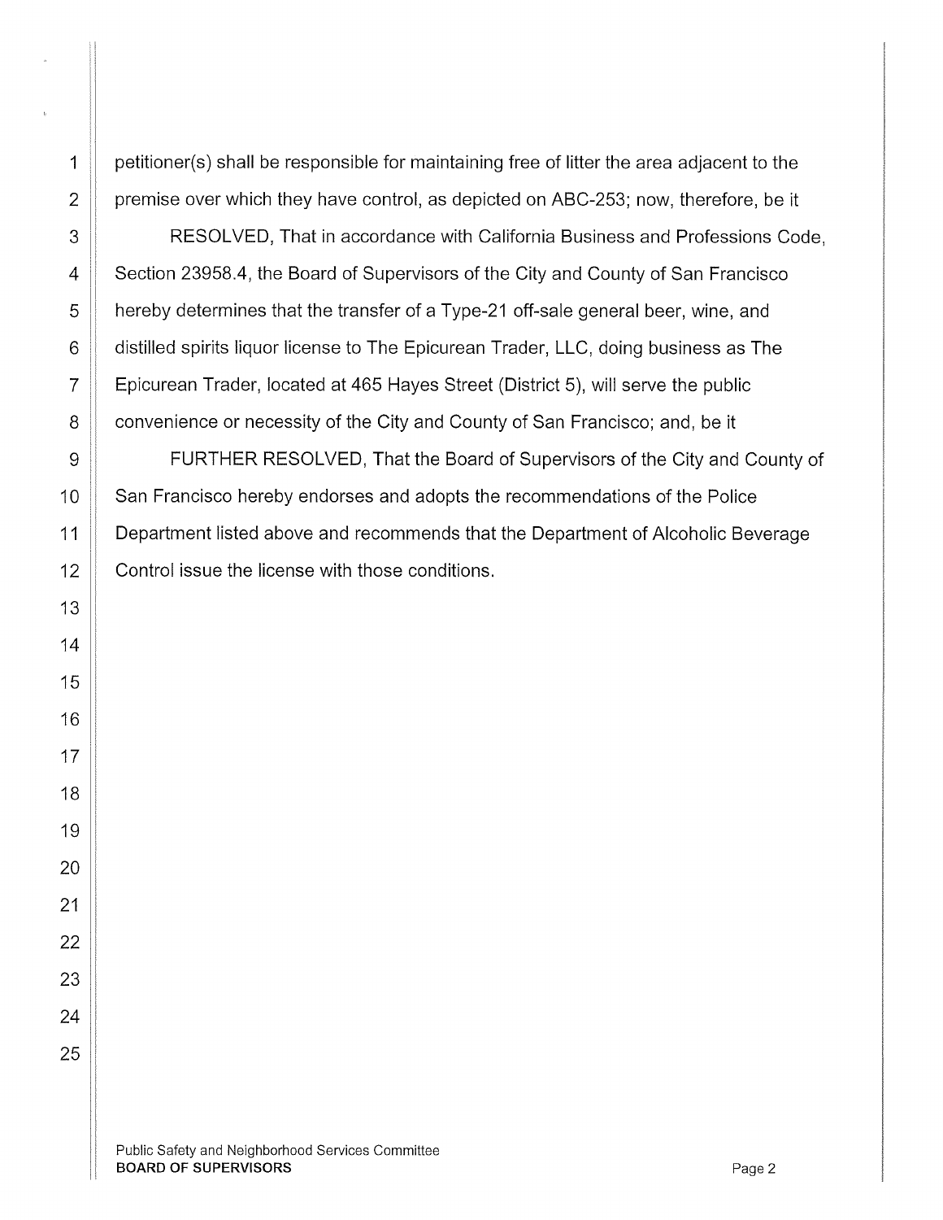petitioner(s) shall be responsible for maintaining free of litter the area adjacent to the premise over which they have control, as depicted on ABC-253; now, therefore, be it

RESOLVED, That in accordance with California Business and Professions Code, Section 23958.4, the Board of Supervisors of the City and County of San Francisco hereby determines that the transfer of a Type-21 off-sale general beer, wine, and distilled spirits liquor license to The Epicurean Trader, LLC, doing business as The Epicurean Trader, located at 465 Hayes Street (District 5), will serve the public convenience or necessity of the City and County of San Francisco; and, be it

FURTHER RESOLVED, That the Board of Supervisors of the City and County of San Francisco hereby endorses and adopts the recommendations of the Police Department listed above and recommends that the Department of Alcoholic Beverage Control issue the license with those conditions.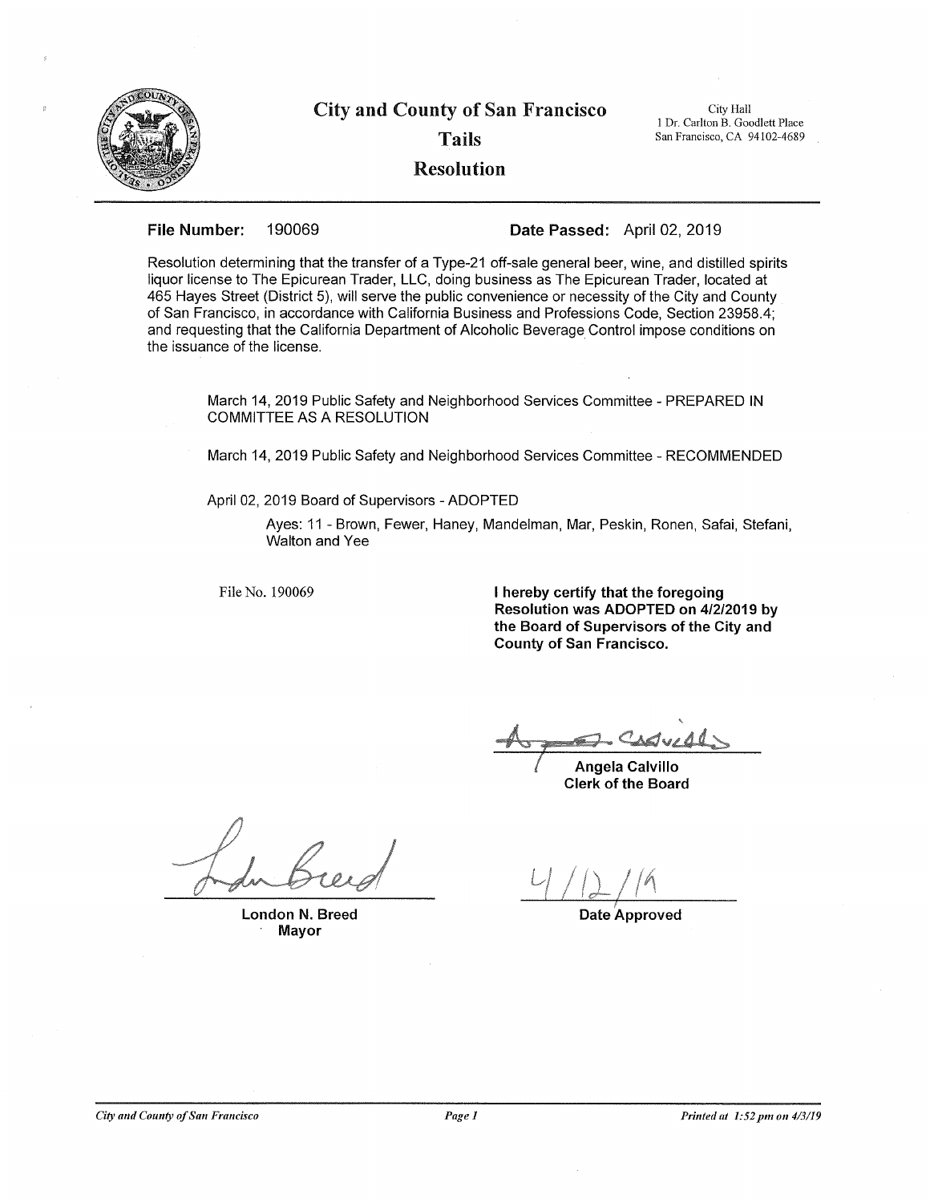# City and County of San Francisco

## Tails

## Resolution

City Hall
1 Dr. Carlton B. Goodlett Place
San Francisco, CA 94102-4689

**File Number:** 190069 **Date Passed:** April 02, 2019

Resolution determining that the transfer of a Type-21 off-sale general beer, wine, and distilled spirits liquor license to The Epicurean Trader, LLC, doing business as The Epicurean Trader, located at 465 Hayes Street (District 5), will serve the public convenience or necessity of the City and County of San Francisco, in accordance with California Business and Professions Code, Section 23958.4; and requesting that the California Department of Alcoholic Beverage Control impose conditions on the issuance of the license.

March 14, 2019 Public Safety and Neighborhood Services Committee - PREPARED IN COMMITTEE AS A RESOLUTION

March 14, 2019 Public Safety and Neighborhood Services Committee - RECOMMENDED

April 02, 2019 Board of Supervisors - ADOPTED

Ayes: 11 - Brown, Fewer, Haney, Mandelman, Mar, Peskin, Ronen, Safai, Stefani, Walton and Yee

File No. 190069

**I hereby certify that the foregoing Resolution was ADOPTED on 4/2/2019 by the Board of Supervisors of the City and County of San Francisco.**

**Angela Calvillo**
**Clerk of the Board**

**London N. Breed**
**Mayor**

4/12/19
**Date Approved**